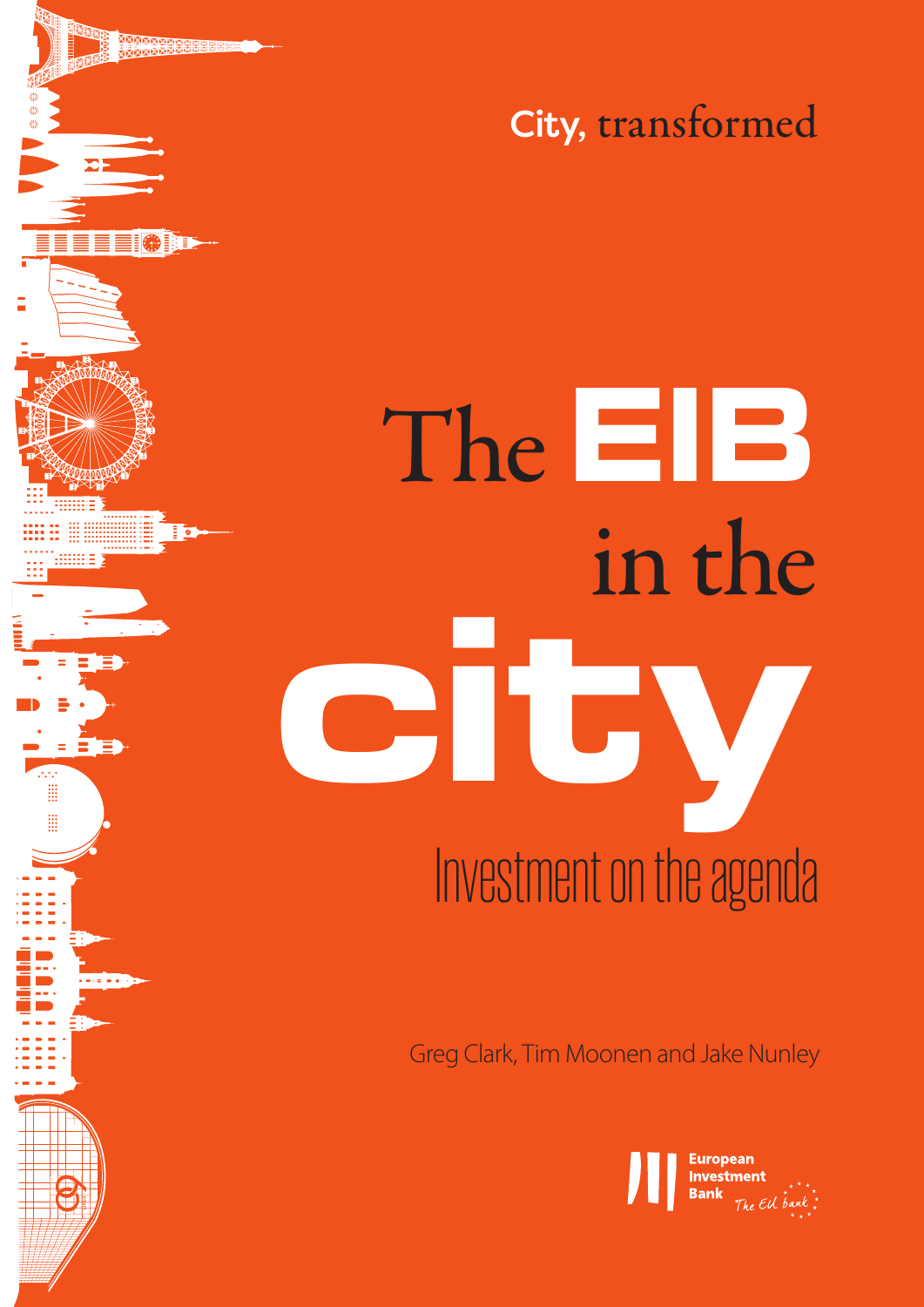City, transformed

# The EIB in the city

## Investment on the agenda

Greg Clark, Tim Moonen and Jake Nunley

European Investment Bank
The EU bank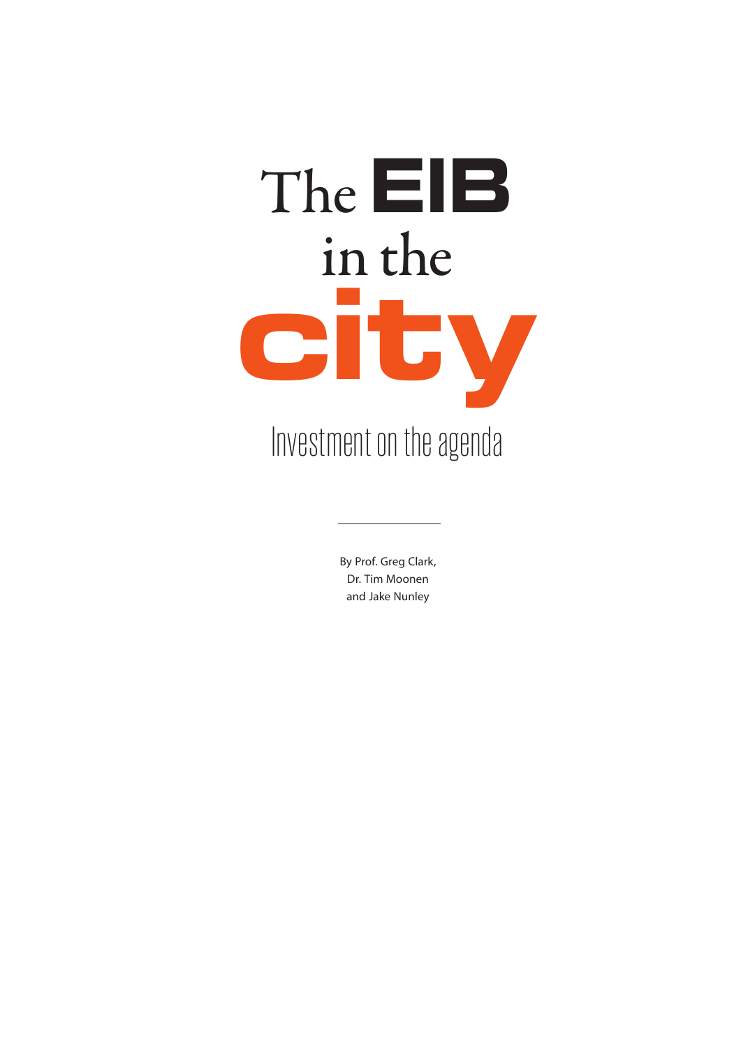# The EIB in the city

## Investment on the agenda

By Prof. Greg Clark,
Dr. Tim Moonen
and Jake Nunley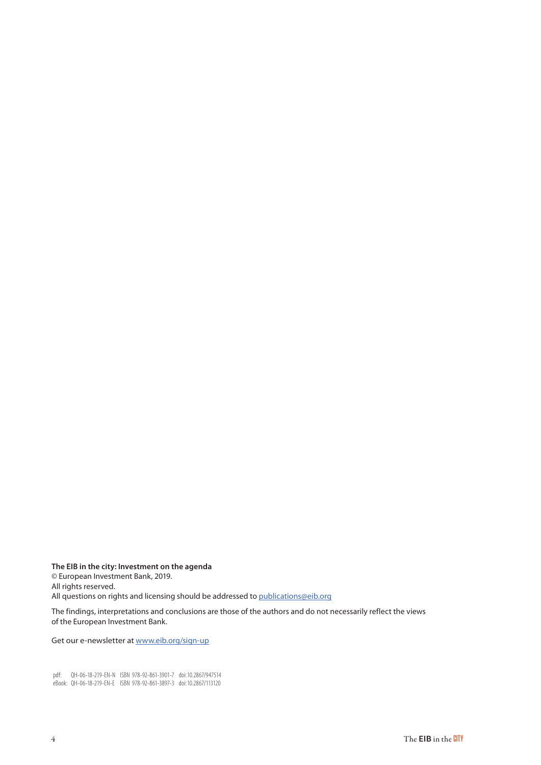**The EIB in the city: Investment on the agenda**
© European Investment Bank, 2019.
All rights reserved.
All questions on rights and licensing should be addressed to publications@eib.org

The findings, interpretations and conclusions are those of the authors and do not necessarily reflect the views of the European Investment Bank.

Get our e-newsletter at www.eib.org/sign-up

pdf: QH-06-18-219-EN-N ISBN 978-92-861-3901-7 doi:10.2867/947514
eBook: QH-06-18-219-EN-E ISBN 978-92-861-3897-3 doi:10.2867/113120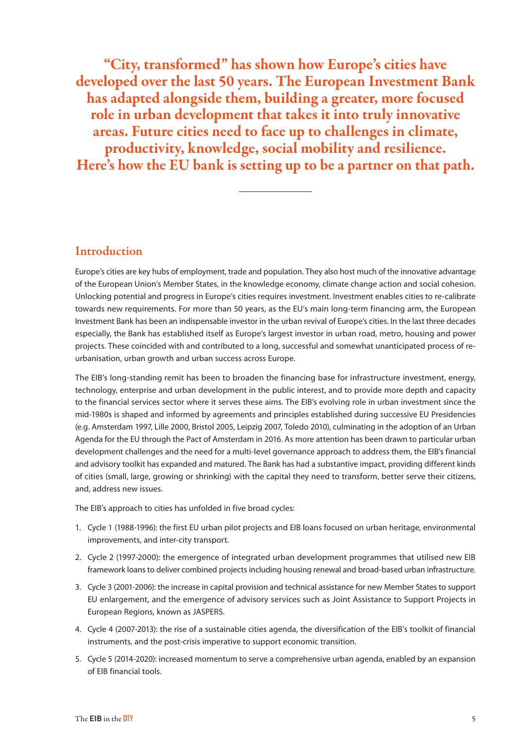**"City, transformed" has shown how Europe's cities have developed over the last 50 years. The European Investment Bank has adapted alongside them, building a greater, more focused role in urban development that takes it into truly innovative areas. Future cities need to face up to challenges in climate, productivity, knowledge, social mobility and resilience. Here's how the EU bank is setting up to be a partner on that path.**

## Introduction

Europe's cities are key hubs of employment, trade and population. They also host much of the innovative advantage of the European Union's Member States, in the knowledge economy, climate change action and social cohesion. Unlocking potential and progress in Europe's cities requires investment. Investment enables cities to re-calibrate towards new requirements. For more than 50 years, as the EU's main long-term financing arm, the European Investment Bank has been an indispensable investor in the urban revival of Europe's cities. In the last three decades especially, the Bank has established itself as Europe's largest investor in urban road, metro, housing and power projects. These coincided with and contributed to a long, successful and somewhat unanticipated process of re-urbanisation, urban growth and urban success across Europe.

The EIB's long-standing remit has been to broaden the financing base for infrastructure investment, energy, technology, enterprise and urban development in the public interest, and to provide more depth and capacity to the financial services sector where it serves these aims. The EIB's evolving role in urban investment since the mid-1980s is shaped and informed by agreements and principles established during successive EU Presidencies (e.g. Amsterdam 1997, Lille 2000, Bristol 2005, Leipzig 2007, Toledo 2010), culminating in the adoption of an Urban Agenda for the EU through the Pact of Amsterdam in 2016. As more attention has been drawn to particular urban development challenges and the need for a multi-level governance approach to address them, the EIB's financial and advisory toolkit has expanded and matured. The Bank has had a substantive impact, providing different kinds of cities (small, large, growing or shrinking) with the capital they need to transform, better serve their citizens, and, address new issues.

The EIB's approach to cities has unfolded in five broad cycles:

1. Cycle 1 (1988-1996): the first EU urban pilot projects and EIB loans focused on urban heritage, environmental improvements, and inter-city transport.
2. Cycle 2 (1997-2000): the emergence of integrated urban development programmes that utilised new EIB framework loans to deliver combined projects including housing renewal and broad-based urban infrastructure.
3. Cycle 3 (2001-2006): the increase in capital provision and technical assistance for new Member States to support EU enlargement, and the emergence of advisory services such as Joint Assistance to Support Projects in European Regions, known as JASPERS.
4. Cycle 4 (2007-2013): the rise of a sustainable cities agenda, the diversification of the EIB's toolkit of financial instruments, and the post-crisis imperative to support economic transition.
5. Cycle 5 (2014-2020): increased momentum to serve a comprehensive urban agenda, enabled by an expansion of EIB financial tools.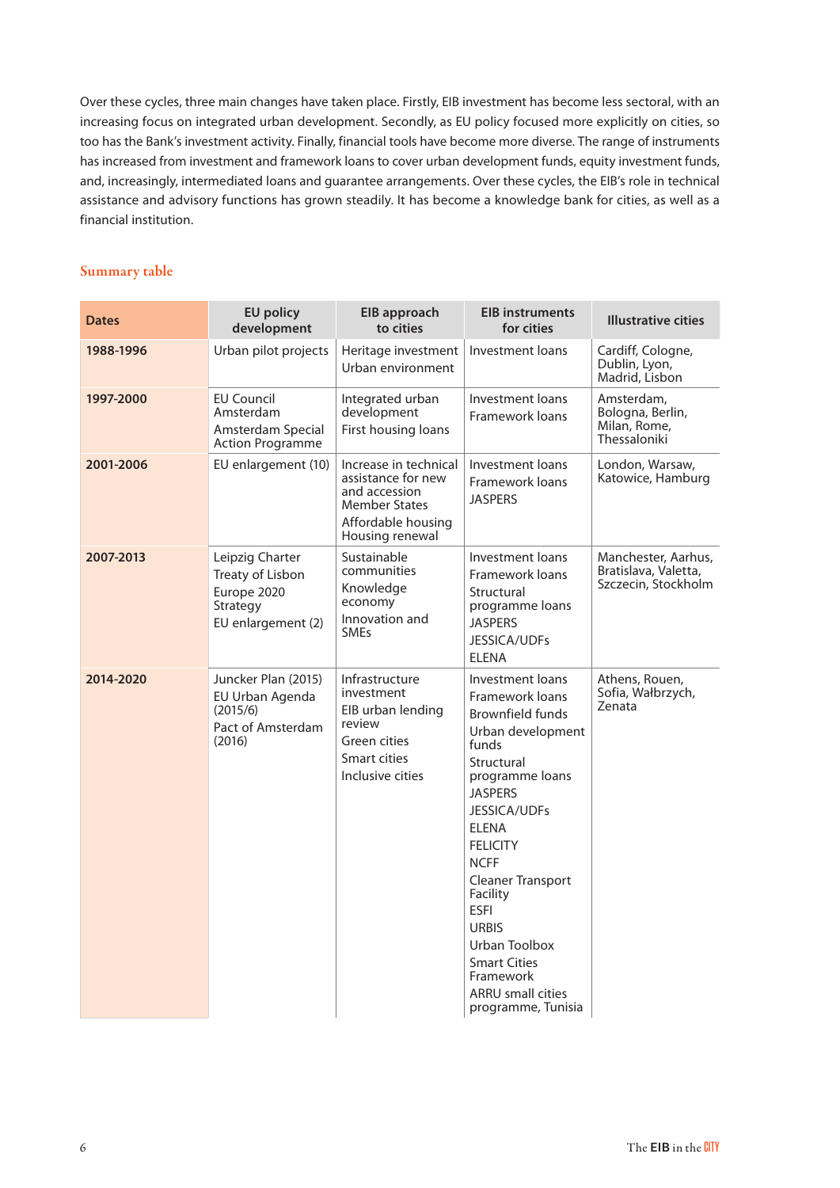Over these cycles, three main changes have taken place. Firstly, EIB investment has become less sectoral, with an increasing focus on integrated urban development. Secondly, as EU policy focused more explicitly on cities, so too has the Bank's investment activity. Finally, financial tools have become more diverse. The range of instruments has increased from investment and framework loans to cover urban development funds, equity investment funds, and, increasingly, intermediated loans and guarantee arrangements. Over these cycles, the EIB's role in technical assistance and advisory functions has grown steadily. It has become a knowledge bank for cities, as well as a financial institution.

## Summary table

| Dates | EU policy development | EIB approach to cities | EIB instruments for cities | Illustrative cities |
|---|---|---|---|---|
| 1988-1996 | Urban pilot projects | Heritage investment<br>Urban environment | Investment loans | Cardiff, Cologne, Dublin, Lyon, Madrid, Lisbon |
| 1997-2000 | EU Council Amsterdam<br>Amsterdam Special Action Programme | Integrated urban development<br>First housing loans | Investment loans<br>Framework loans | Amsterdam, Bologna, Berlin, Milan, Rome, Thessaloniki |
| 2001-2006 | EU enlargement (10) | Increase in technical assistance for new and accession Member States<br>Affordable housing<br>Housing renewal | Investment loans<br>Framework loans<br>JASPERS | London, Warsaw, Katowice, Hamburg |
| 2007-2013 | Leipzig Charter<br>Treaty of Lisbon<br>Europe 2020 Strategy<br>EU enlargement (2) | Sustainable communities<br>Knowledge economy<br>Innovation and SMEs | Investment loans<br>Framework loans<br>Structural programme loans<br>JASPERS<br>JESSICA/UDFs<br>ELENA | Manchester, Aarhus, Bratislava, Valetta, Szczecin, Stockholm |
| 2014-2020 | Juncker Plan (2015)<br>EU Urban Agenda (2015/6)<br>Pact of Amsterdam (2016) | Infrastructure investment<br>EIB urban lending review<br>Green cities<br>Smart cities<br>Inclusive cities | Investment loans<br>Framework loans<br>Brownfield funds<br>Urban development funds<br>Structural programme loans<br>JASPERS<br>JESSICA/UDFs<br>ELENA<br>FELICITY<br>NCFF<br>Cleaner Transport Facility<br>ESFI<br>URBIS<br>Urban Toolbox<br>Smart Cities Framework<br>ARRU small cities programme, Tunisia | Athens, Rouen, Sofia, Wałbrzych, Zenata |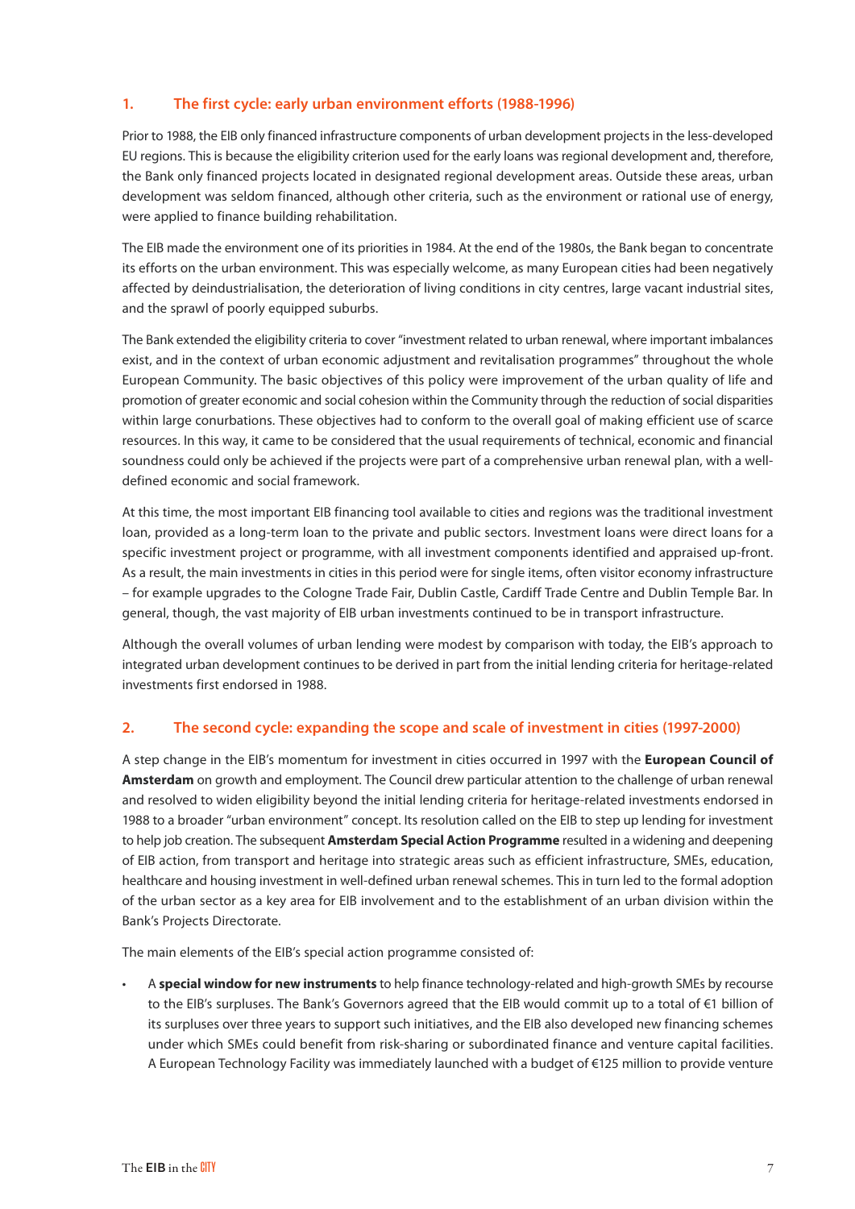## 1. The first cycle: early urban environment efforts (1988-1996)

Prior to 1988, the EIB only financed infrastructure components of urban development projects in the less-developed EU regions. This is because the eligibility criterion used for the early loans was regional development and, therefore, the Bank only financed projects located in designated regional development areas. Outside these areas, urban development was seldom financed, although other criteria, such as the environment or rational use of energy, were applied to finance building rehabilitation.

The EIB made the environment one of its priorities in 1984. At the end of the 1980s, the Bank began to concentrate its efforts on the urban environment. This was especially welcome, as many European cities had been negatively affected by deindustrialisation, the deterioration of living conditions in city centres, large vacant industrial sites, and the sprawl of poorly equipped suburbs.

The Bank extended the eligibility criteria to cover "investment related to urban renewal, where important imbalances exist, and in the context of urban economic adjustment and revitalisation programmes" throughout the whole European Community. The basic objectives of this policy were improvement of the urban quality of life and promotion of greater economic and social cohesion within the Community through the reduction of social disparities within large conurbations. These objectives had to conform to the overall goal of making efficient use of scarce resources. In this way, it came to be considered that the usual requirements of technical, economic and financial soundness could only be achieved if the projects were part of a comprehensive urban renewal plan, with a well-defined economic and social framework.

At this time, the most important EIB financing tool available to cities and regions was the traditional investment loan, provided as a long-term loan to the private and public sectors. Investment loans were direct loans for a specific investment project or programme, with all investment components identified and appraised up-front. As a result, the main investments in cities in this period were for single items, often visitor economy infrastructure – for example upgrades to the Cologne Trade Fair, Dublin Castle, Cardiff Trade Centre and Dublin Temple Bar. In general, though, the vast majority of EIB urban investments continued to be in transport infrastructure.

Although the overall volumes of urban lending were modest by comparison with today, the EIB's approach to integrated urban development continues to be derived in part from the initial lending criteria for heritage-related investments first endorsed in 1988.

## 2. The second cycle: expanding the scope and scale of investment in cities (1997-2000)

A step change in the EIB's momentum for investment in cities occurred in 1997 with the **European Council of Amsterdam** on growth and employment. The Council drew particular attention to the challenge of urban renewal and resolved to widen eligibility beyond the initial lending criteria for heritage-related investments endorsed in 1988 to a broader "urban environment" concept. Its resolution called on the EIB to step up lending for investment to help job creation. The subsequent **Amsterdam Special Action Programme** resulted in a widening and deepening of EIB action, from transport and heritage into strategic areas such as efficient infrastructure, SMEs, education, healthcare and housing investment in well-defined urban renewal schemes. This in turn led to the formal adoption of the urban sector as a key area for EIB involvement and to the establishment of an urban division within the Bank's Projects Directorate.

The main elements of the EIB's special action programme consisted of:

- A **special window for new instruments** to help finance technology-related and high-growth SMEs by recourse to the EIB's surpluses. The Bank's Governors agreed that the EIB would commit up to a total of €1 billion of its surpluses over three years to support such initiatives, and the EIB also developed new financing schemes under which SMEs could benefit from risk-sharing or subordinated finance and venture capital facilities. A European Technology Facility was immediately launched with a budget of €125 million to provide venture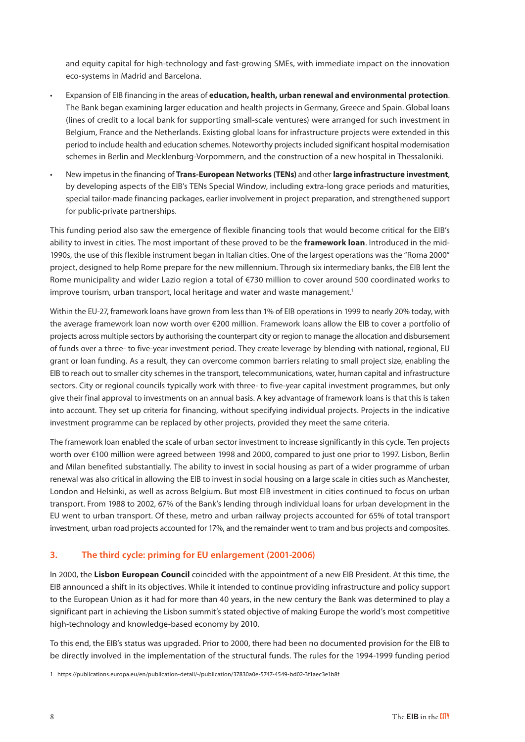and equity capital for high-technology and fast-growing SMEs, with immediate impact on the innovation eco-systems in Madrid and Barcelona.

- Expansion of EIB financing in the areas of **education, health, urban renewal and environmental protection**. The Bank began examining larger education and health projects in Germany, Greece and Spain. Global loans (lines of credit to a local bank for supporting small-scale ventures) were arranged for such investment in Belgium, France and the Netherlands. Existing global loans for infrastructure projects were extended in this period to include health and education schemes. Noteworthy projects included significant hospital modernisation schemes in Berlin and Mecklenburg-Vorpommern, and the construction of a new hospital in Thessaloniki.
- New impetus in the financing of **Trans-European Networks (TENs)** and other **large infrastructure investment**, by developing aspects of the EIB's TENs Special Window, including extra-long grace periods and maturities, special tailor-made financing packages, earlier involvement in project preparation, and strengthened support for public-private partnerships.

This funding period also saw the emergence of flexible financing tools that would become critical for the EIB's ability to invest in cities. The most important of these proved to be the **framework loan**. Introduced in the mid-1990s, the use of this flexible instrument began in Italian cities. One of the largest operations was the "Roma 2000" project, designed to help Rome prepare for the new millennium. Through six intermediary banks, the EIB lent the Rome municipality and wider Lazio region a total of €730 million to cover around 500 coordinated works to improve tourism, urban transport, local heritage and water and waste management.[1]

Within the EU-27, framework loans have grown from less than 1% of EIB operations in 1999 to nearly 20% today, with the average framework loan now worth over €200 million. Framework loans allow the EIB to cover a portfolio of projects across multiple sectors by authorising the counterpart city or region to manage the allocation and disbursement of funds over a three- to five-year investment period. They create leverage by blending with national, regional, EU grant or loan funding. As a result, they can overcome common barriers relating to small project size, enabling the EIB to reach out to smaller city schemes in the transport, telecommunications, water, human capital and infrastructure sectors. City or regional councils typically work with three- to five-year capital investment programmes, but only give their final approval to investments on an annual basis. A key advantage of framework loans is that this is taken into account. They set up criteria for financing, without specifying individual projects. Projects in the indicative investment programme can be replaced by other projects, provided they meet the same criteria.

The framework loan enabled the scale of urban sector investment to increase significantly in this cycle. Ten projects worth over €100 million were agreed between 1998 and 2000, compared to just one prior to 1997. Lisbon, Berlin and Milan benefited substantially. The ability to invest in social housing as part of a wider programme of urban renewal was also critical in allowing the EIB to invest in social housing on a large scale in cities such as Manchester, London and Helsinki, as well as across Belgium. But most EIB investment in cities continued to focus on urban transport. From 1988 to 2002, 67% of the Bank's lending through individual loans for urban development in the EU went to urban transport. Of these, metro and urban railway projects accounted for 65% of total transport investment, urban road projects accounted for 17%, and the remainder went to tram and bus projects and composites.

## 3. The third cycle: priming for EU enlargement (2001-2006)

In 2000, the **Lisbon European Council** coincided with the appointment of a new EIB President. At this time, the EIB announced a shift in its objectives. While it intended to continue providing infrastructure and policy support to the European Union as it had for more than 40 years, in the new century the Bank was determined to play a significant part in achieving the Lisbon summit's stated objective of making Europe the world's most competitive high-technology and knowledge-based economy by 2010.

To this end, the EIB's status was upgraded. Prior to 2000, there had been no documented provision for the EIB to be directly involved in the implementation of the structural funds. The rules for the 1994-1999 funding period

[1] https://publications.europa.eu/en/publication-detail/-/publication/37830a0e-5747-4549-bd02-3f1aec3e1b8f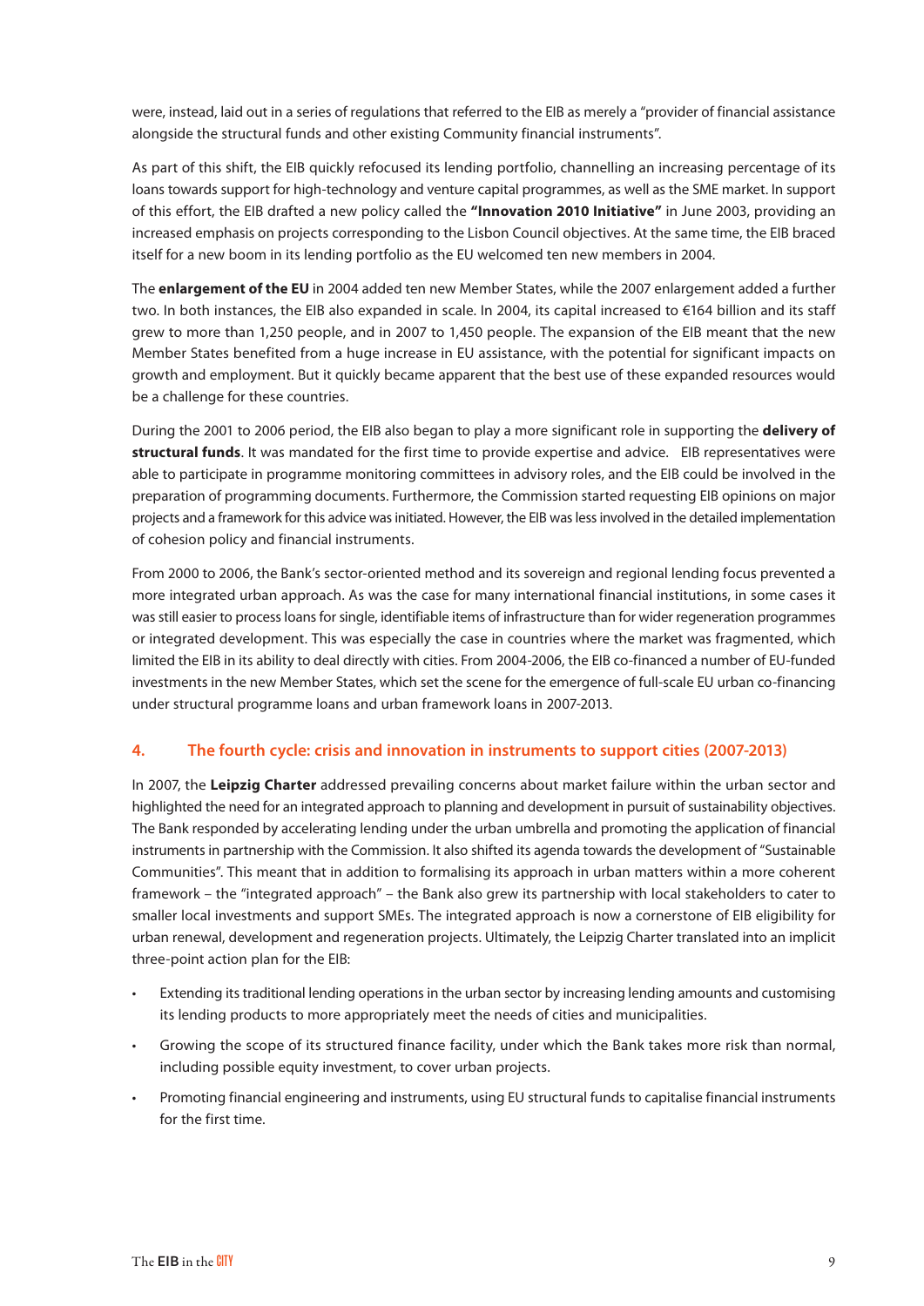were, instead, laid out in a series of regulations that referred to the EIB as merely a "provider of financial assistance alongside the structural funds and other existing Community financial instruments".

As part of this shift, the EIB quickly refocused its lending portfolio, channelling an increasing percentage of its loans towards support for high-technology and venture capital programmes, as well as the SME market. In support of this effort, the EIB drafted a new policy called the **"Innovation 2010 Initiative"** in June 2003, providing an increased emphasis on projects corresponding to the Lisbon Council objectives. At the same time, the EIB braced itself for a new boom in its lending portfolio as the EU welcomed ten new members in 2004.

The **enlargement of the EU** in 2004 added ten new Member States, while the 2007 enlargement added a further two. In both instances, the EIB also expanded in scale. In 2004, its capital increased to €164 billion and its staff grew to more than 1,250 people, and in 2007 to 1,450 people. The expansion of the EIB meant that the new Member States benefited from a huge increase in EU assistance, with the potential for significant impacts on growth and employment. But it quickly became apparent that the best use of these expanded resources would be a challenge for these countries.

During the 2001 to 2006 period, the EIB also began to play a more significant role in supporting the **delivery of structural funds**. It was mandated for the first time to provide expertise and advice. EIB representatives were able to participate in programme monitoring committees in advisory roles, and the EIB could be involved in the preparation of programming documents. Furthermore, the Commission started requesting EIB opinions on major projects and a framework for this advice was initiated. However, the EIB was less involved in the detailed implementation of cohesion policy and financial instruments.

From 2000 to 2006, the Bank's sector-oriented method and its sovereign and regional lending focus prevented a more integrated urban approach. As was the case for many international financial institutions, in some cases it was still easier to process loans for single, identifiable items of infrastructure than for wider regeneration programmes or integrated development. This was especially the case in countries where the market was fragmented, which limited the EIB in its ability to deal directly with cities. From 2004-2006, the EIB co-financed a number of EU-funded investments in the new Member States, which set the scene for the emergence of full-scale EU urban co-financing under structural programme loans and urban framework loans in 2007-2013.

## 4. The fourth cycle: crisis and innovation in instruments to support cities (2007-2013)

In 2007, the **Leipzig Charter** addressed prevailing concerns about market failure within the urban sector and highlighted the need for an integrated approach to planning and development in pursuit of sustainability objectives. The Bank responded by accelerating lending under the urban umbrella and promoting the application of financial instruments in partnership with the Commission. It also shifted its agenda towards the development of "Sustainable Communities". This meant that in addition to formalising its approach in urban matters within a more coherent framework – the "integrated approach" – the Bank also grew its partnership with local stakeholders to cater to smaller local investments and support SMEs. The integrated approach is now a cornerstone of EIB eligibility for urban renewal, development and regeneration projects. Ultimately, the Leipzig Charter translated into an implicit three-point action plan for the EIB:

- Extending its traditional lending operations in the urban sector by increasing lending amounts and customising its lending products to more appropriately meet the needs of cities and municipalities.
- Growing the scope of its structured finance facility, under which the Bank takes more risk than normal, including possible equity investment, to cover urban projects.
- Promoting financial engineering and instruments, using EU structural funds to capitalise financial instruments for the first time.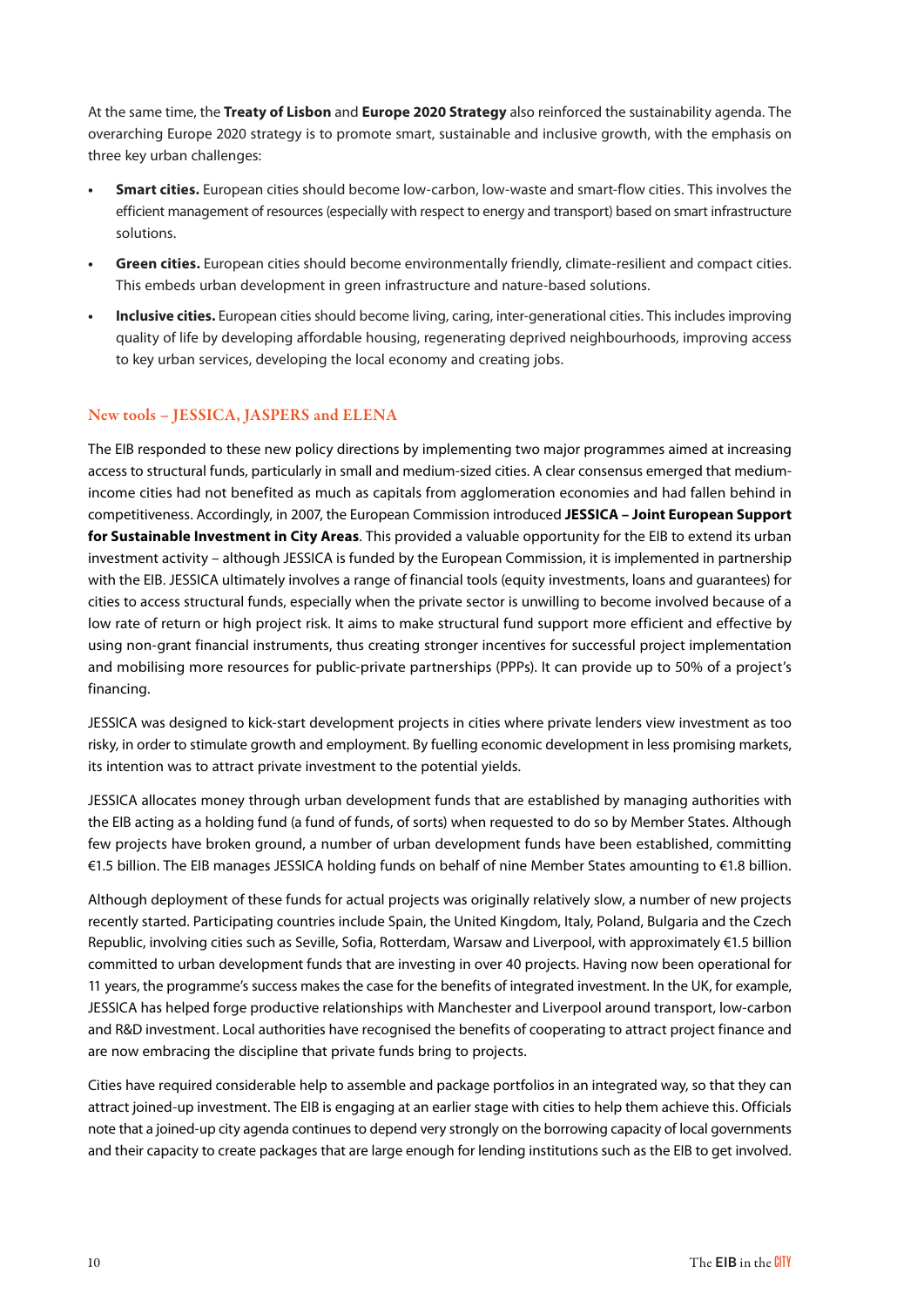At the same time, the **Treaty of Lisbon** and **Europe 2020 Strategy** also reinforced the sustainability agenda. The overarching Europe 2020 strategy is to promote smart, sustainable and inclusive growth, with the emphasis on three key urban challenges:

- **Smart cities.** European cities should become low-carbon, low-waste and smart-flow cities. This involves the efficient management of resources (especially with respect to energy and transport) based on smart infrastructure solutions.
- **Green cities.** European cities should become environmentally friendly, climate-resilient and compact cities. This embeds urban development in green infrastructure and nature-based solutions.
- **Inclusive cities.** European cities should become living, caring, inter-generational cities. This includes improving quality of life by developing affordable housing, regenerating deprived neighbourhoods, improving access to key urban services, developing the local economy and creating jobs.

## New tools – JESSICA, JASPERS and ELENA

The EIB responded to these new policy directions by implementing two major programmes aimed at increasing access to structural funds, particularly in small and medium-sized cities. A clear consensus emerged that medium-income cities had not benefited as much as capitals from agglomeration economies and had fallen behind in competitiveness. Accordingly, in 2007, the European Commission introduced **JESSICA – Joint European Support for Sustainable Investment in City Areas**. This provided a valuable opportunity for the EIB to extend its urban investment activity – although JESSICA is funded by the European Commission, it is implemented in partnership with the EIB. JESSICA ultimately involves a range of financial tools (equity investments, loans and guarantees) for cities to access structural funds, especially when the private sector is unwilling to become involved because of a low rate of return or high project risk. It aims to make structural fund support more efficient and effective by using non-grant financial instruments, thus creating stronger incentives for successful project implementation and mobilising more resources for public-private partnerships (PPPs). It can provide up to 50% of a project's financing.

JESSICA was designed to kick-start development projects in cities where private lenders view investment as too risky, in order to stimulate growth and employment. By fuelling economic development in less promising markets, its intention was to attract private investment to the potential yields.

JESSICA allocates money through urban development funds that are established by managing authorities with the EIB acting as a holding fund (a fund of funds, of sorts) when requested to do so by Member States. Although few projects have broken ground, a number of urban development funds have been established, committing €1.5 billion. The EIB manages JESSICA holding funds on behalf of nine Member States amounting to €1.8 billion.

Although deployment of these funds for actual projects was originally relatively slow, a number of new projects recently started. Participating countries include Spain, the United Kingdom, Italy, Poland, Bulgaria and the Czech Republic, involving cities such as Seville, Sofia, Rotterdam, Warsaw and Liverpool, with approximately €1.5 billion committed to urban development funds that are investing in over 40 projects. Having now been operational for 11 years, the programme's success makes the case for the benefits of integrated investment. In the UK, for example, JESSICA has helped forge productive relationships with Manchester and Liverpool around transport, low-carbon and R&D investment. Local authorities have recognised the benefits of cooperating to attract project finance and are now embracing the discipline that private funds bring to projects.

Cities have required considerable help to assemble and package portfolios in an integrated way, so that they can attract joined-up investment. The EIB is engaging at an earlier stage with cities to help them achieve this. Officials note that a joined-up city agenda continues to depend very strongly on the borrowing capacity of local governments and their capacity to create packages that are large enough for lending institutions such as the EIB to get involved.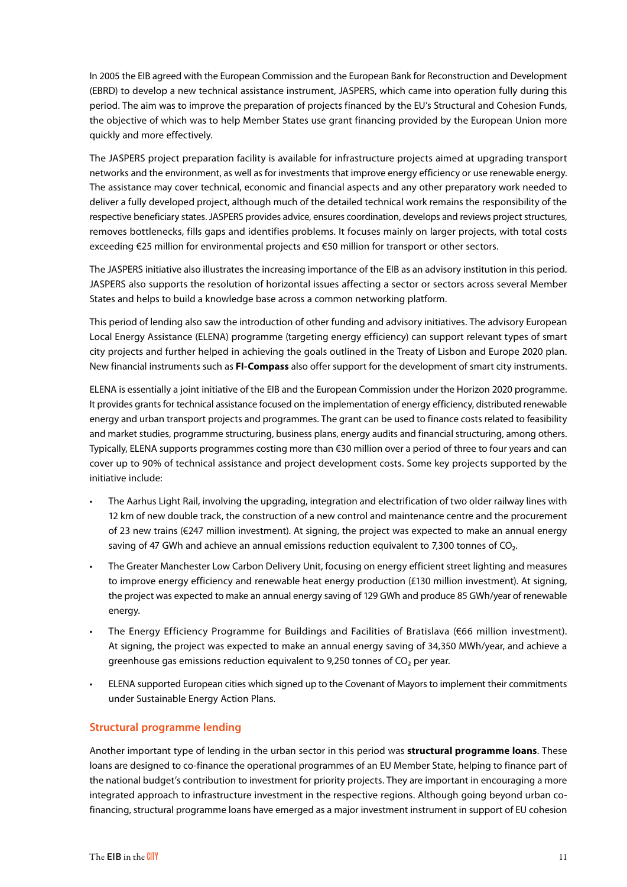In 2005 the EIB agreed with the European Commission and the European Bank for Reconstruction and Development (EBRD) to develop a new technical assistance instrument, JASPERS, which came into operation fully during this period. The aim was to improve the preparation of projects financed by the EU's Structural and Cohesion Funds, the objective of which was to help Member States use grant financing provided by the European Union more quickly and more effectively.

The JASPERS project preparation facility is available for infrastructure projects aimed at upgrading transport networks and the environment, as well as for investments that improve energy efficiency or use renewable energy. The assistance may cover technical, economic and financial aspects and any other preparatory work needed to deliver a fully developed project, although much of the detailed technical work remains the responsibility of the respective beneficiary states. JASPERS provides advice, ensures coordination, develops and reviews project structures, removes bottlenecks, fills gaps and identifies problems. It focuses mainly on larger projects, with total costs exceeding €25 million for environmental projects and €50 million for transport or other sectors.

The JASPERS initiative also illustrates the increasing importance of the EIB as an advisory institution in this period. JASPERS also supports the resolution of horizontal issues affecting a sector or sectors across several Member States and helps to build a knowledge base across a common networking platform.

This period of lending also saw the introduction of other funding and advisory initiatives. The advisory European Local Energy Assistance (ELENA) programme (targeting energy efficiency) can support relevant types of smart city projects and further helped in achieving the goals outlined in the Treaty of Lisbon and Europe 2020 plan. New financial instruments such as **FI-Compass** also offer support for the development of smart city instruments.

ELENA is essentially a joint initiative of the EIB and the European Commission under the Horizon 2020 programme. It provides grants for technical assistance focused on the implementation of energy efficiency, distributed renewable energy and urban transport projects and programmes. The grant can be used to finance costs related to feasibility and market studies, programme structuring, business plans, energy audits and financial structuring, among others. Typically, ELENA supports programmes costing more than €30 million over a period of three to four years and can cover up to 90% of technical assistance and project development costs. Some key projects supported by the initiative include:

- The Aarhus Light Rail, involving the upgrading, integration and electrification of two older railway lines with 12 km of new double track, the construction of a new control and maintenance centre and the procurement of 23 new trains (€247 million investment). At signing, the project was expected to make an annual energy saving of 47 GWh and achieve an annual emissions reduction equivalent to 7,300 tonnes of $CO_2$.
- The Greater Manchester Low Carbon Delivery Unit, focusing on energy efficient street lighting and measures to improve energy efficiency and renewable heat energy production (£130 million investment). At signing, the project was expected to make an annual energy saving of 129 GWh and produce 85 GWh/year of renewable energy.
- The Energy Efficiency Programme for Buildings and Facilities of Bratislava (€66 million investment). At signing, the project was expected to make an annual energy saving of 34,350 MWh/year, and achieve a greenhouse gas emissions reduction equivalent to 9,250 tonnes of $CO_2$ per year.
- ELENA supported European cities which signed up to the Covenant of Mayors to implement their commitments under Sustainable Energy Action Plans.

## Structural programme lending

Another important type of lending in the urban sector in this period was **structural programme loans**. These loans are designed to co-finance the operational programmes of an EU Member State, helping to finance part of the national budget's contribution to investment for priority projects. They are important in encouraging a more integrated approach to infrastructure investment in the respective regions. Although going beyond urban co-financing, structural programme loans have emerged as a major investment instrument in support of EU cohesion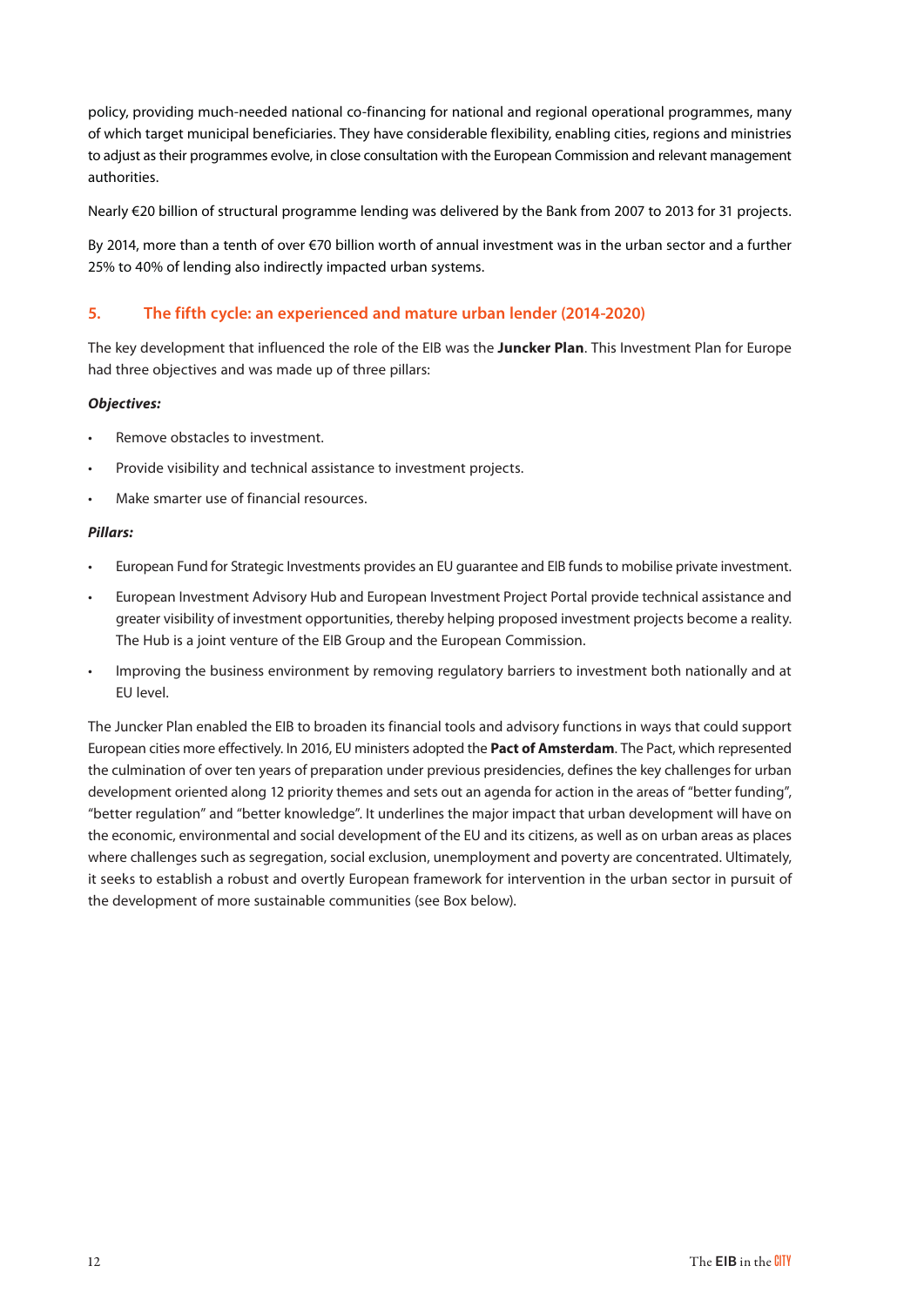policy, providing much-needed national co-financing for national and regional operational programmes, many of which target municipal beneficiaries. They have considerable flexibility, enabling cities, regions and ministries to adjust as their programmes evolve, in close consultation with the European Commission and relevant management authorities.

Nearly €20 billion of structural programme lending was delivered by the Bank from 2007 to 2013 for 31 projects.

By 2014, more than a tenth of over €70 billion worth of annual investment was in the urban sector and a further 25% to 40% of lending also indirectly impacted urban systems.

## 5. The fifth cycle: an experienced and mature urban lender (2014-2020)

The key development that influenced the role of the EIB was the **Juncker Plan**. This Investment Plan for Europe had three objectives and was made up of three pillars:

***Objectives:***

- Remove obstacles to investment.
- Provide visibility and technical assistance to investment projects.
- Make smarter use of financial resources.

***Pillars:***

- European Fund for Strategic Investments provides an EU guarantee and EIB funds to mobilise private investment.
- European Investment Advisory Hub and European Investment Project Portal provide technical assistance and greater visibility of investment opportunities, thereby helping proposed investment projects become a reality. The Hub is a joint venture of the EIB Group and the European Commission.
- Improving the business environment by removing regulatory barriers to investment both nationally and at EU level.

The Juncker Plan enabled the EIB to broaden its financial tools and advisory functions in ways that could support European cities more effectively. In 2016, EU ministers adopted the **Pact of Amsterdam**. The Pact, which represented the culmination of over ten years of preparation under previous presidencies, defines the key challenges for urban development oriented along 12 priority themes and sets out an agenda for action in the areas of "better funding", "better regulation" and "better knowledge". It underlines the major impact that urban development will have on the economic, environmental and social development of the EU and its citizens, as well as on urban areas as places where challenges such as segregation, social exclusion, unemployment and poverty are concentrated. Ultimately, it seeks to establish a robust and overtly European framework for intervention in the urban sector in pursuit of the development of more sustainable communities (see Box below).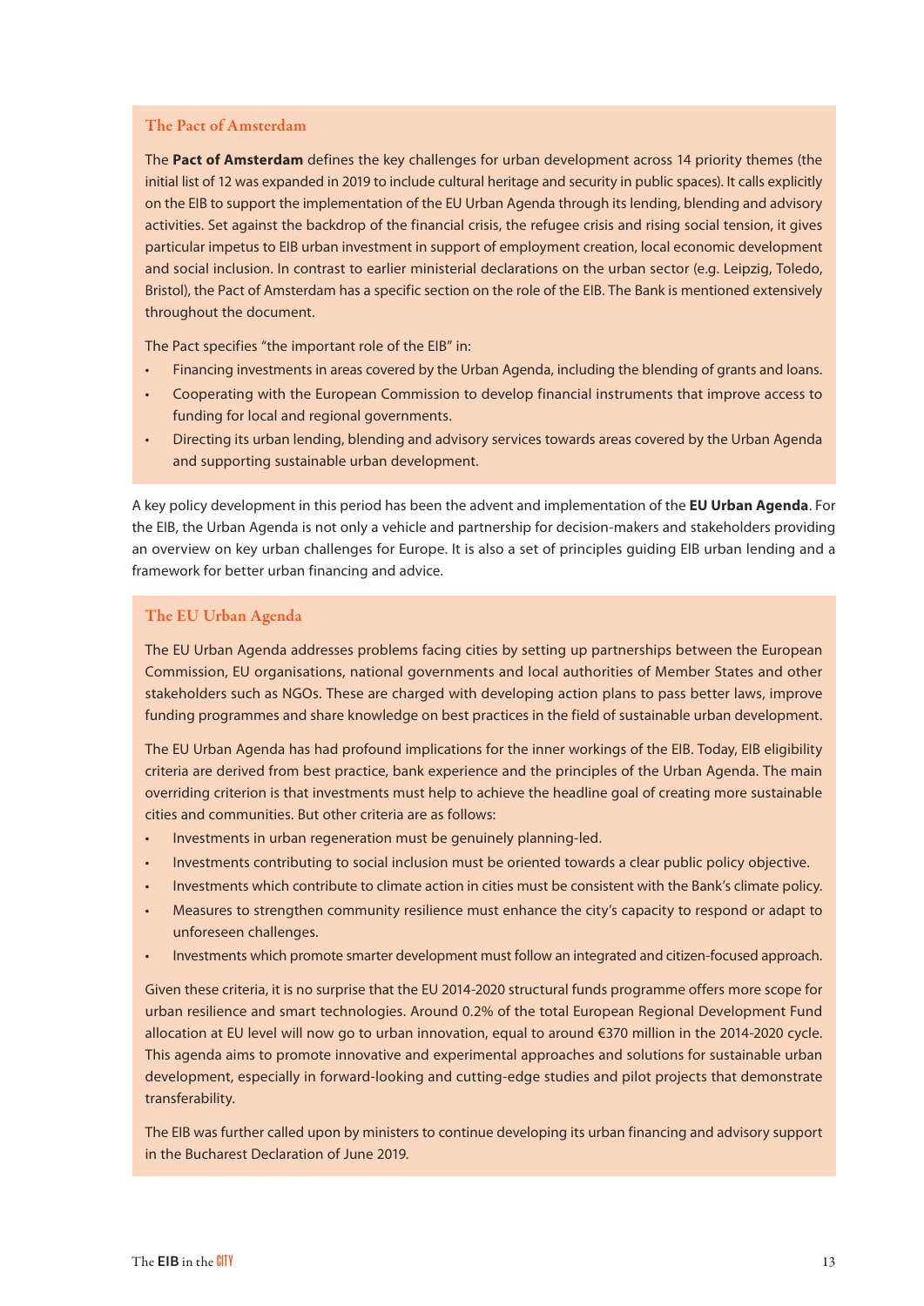### The Pact of Amsterdam

The **Pact of Amsterdam** defines the key challenges for urban development across 14 priority themes (the initial list of 12 was expanded in 2019 to include cultural heritage and security in public spaces). It calls explicitly on the EIB to support the implementation of the EU Urban Agenda through its lending, blending and advisory activities. Set against the backdrop of the financial crisis, the refugee crisis and rising social tension, it gives particular impetus to EIB urban investment in support of employment creation, local economic development and social inclusion. In contrast to earlier ministerial declarations on the urban sector (e.g. Leipzig, Toledo, Bristol), the Pact of Amsterdam has a specific section on the role of the EIB. The Bank is mentioned extensively throughout the document.

The Pact specifies "the important role of the EIB" in:

- Financing investments in areas covered by the Urban Agenda, including the blending of grants and loans.
- Cooperating with the European Commission to develop financial instruments that improve access to funding for local and regional governments.
- Directing its urban lending, blending and advisory services towards areas covered by the Urban Agenda and supporting sustainable urban development.

A key policy development in this period has been the advent and implementation of the **EU Urban Agenda**. For the EIB, the Urban Agenda is not only a vehicle and partnership for decision-makers and stakeholders providing an overview on key urban challenges for Europe. It is also a set of principles guiding EIB urban lending and a framework for better urban financing and advice.

### The EU Urban Agenda

The EU Urban Agenda addresses problems facing cities by setting up partnerships between the European Commission, EU organisations, national governments and local authorities of Member States and other stakeholders such as NGOs. These are charged with developing action plans to pass better laws, improve funding programmes and share knowledge on best practices in the field of sustainable urban development.

The EU Urban Agenda has had profound implications for the inner workings of the EIB. Today, EIB eligibility criteria are derived from best practice, bank experience and the principles of the Urban Agenda. The main overriding criterion is that investments must help to achieve the headline goal of creating more sustainable cities and communities. But other criteria are as follows:

- Investments in urban regeneration must be genuinely planning-led.
- Investments contributing to social inclusion must be oriented towards a clear public policy objective.
- Investments which contribute to climate action in cities must be consistent with the Bank's climate policy.
- Measures to strengthen community resilience must enhance the city's capacity to respond or adapt to unforeseen challenges.
- Investments which promote smarter development must follow an integrated and citizen-focused approach.

Given these criteria, it is no surprise that the EU 2014-2020 structural funds programme offers more scope for urban resilience and smart technologies. Around 0.2% of the total European Regional Development Fund allocation at EU level will now go to urban innovation, equal to around €370 million in the 2014-2020 cycle. This agenda aims to promote innovative and experimental approaches and solutions for sustainable urban development, especially in forward-looking and cutting-edge studies and pilot projects that demonstrate transferability.

The EIB was further called upon by ministers to continue developing its urban financing and advisory support in the Bucharest Declaration of June 2019.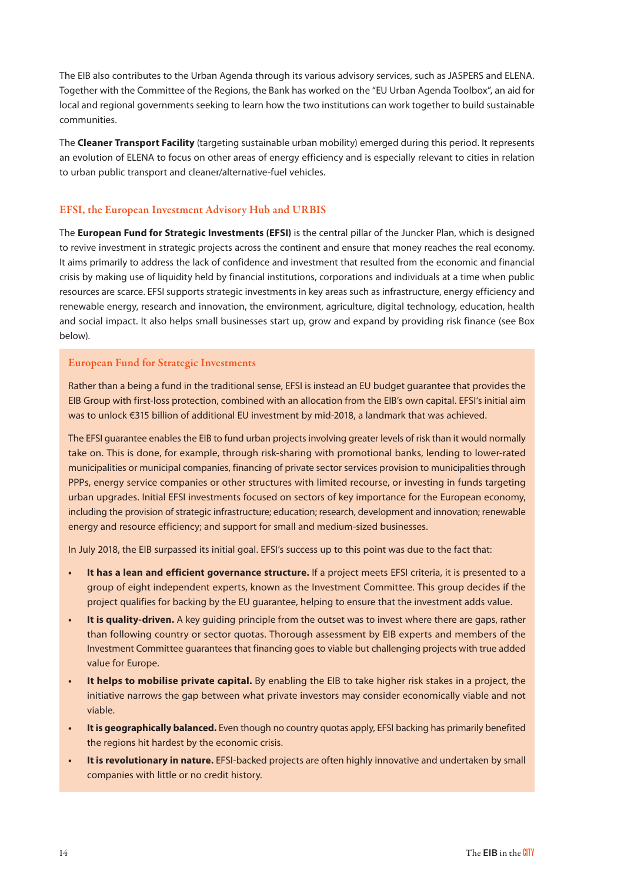The EIB also contributes to the Urban Agenda through its various advisory services, such as JASPERS and ELENA. Together with the Committee of the Regions, the Bank has worked on the "EU Urban Agenda Toolbox", an aid for local and regional governments seeking to learn how the two institutions can work together to build sustainable communities.

The **Cleaner Transport Facility** (targeting sustainable urban mobility) emerged during this period. It represents an evolution of ELENA to focus on other areas of energy efficiency and is especially relevant to cities in relation to urban public transport and cleaner/alternative-fuel vehicles.

## EFSI, the European Investment Advisory Hub and URBIS

The **European Fund for Strategic Investments (EFSI)** is the central pillar of the Juncker Plan, which is designed to revive investment in strategic projects across the continent and ensure that money reaches the real economy. It aims primarily to address the lack of confidence and investment that resulted from the economic and financial crisis by making use of liquidity held by financial institutions, corporations and individuals at a time when public resources are scarce. EFSI supports strategic investments in key areas such as infrastructure, energy efficiency and renewable energy, research and innovation, the environment, agriculture, digital technology, education, health and social impact. It also helps small businesses start up, grow and expand by providing risk finance (see Box below).

### European Fund for Strategic Investments

Rather than a being a fund in the traditional sense, EFSI is instead an EU budget guarantee that provides the EIB Group with first-loss protection, combined with an allocation from the EIB's own capital. EFSI's initial aim was to unlock €315 billion of additional EU investment by mid-2018, a landmark that was achieved.

The EFSI guarantee enables the EIB to fund urban projects involving greater levels of risk than it would normally take on. This is done, for example, through risk-sharing with promotional banks, lending to lower-rated municipalities or municipal companies, financing of private sector services provision to municipalities through PPPs, energy service companies or other structures with limited recourse, or investing in funds targeting urban upgrades. Initial EFSI investments focused on sectors of key importance for the European economy, including the provision of strategic infrastructure; education; research, development and innovation; renewable energy and resource efficiency; and support for small and medium-sized businesses.

In July 2018, the EIB surpassed its initial goal. EFSI's success up to this point was due to the fact that:

- **It has a lean and efficient governance structure.** If a project meets EFSI criteria, it is presented to a group of eight independent experts, known as the Investment Committee. This group decides if the project qualifies for backing by the EU guarantee, helping to ensure that the investment adds value.
- **It is quality-driven.** A key guiding principle from the outset was to invest where there are gaps, rather than following country or sector quotas. Thorough assessment by EIB experts and members of the Investment Committee guarantees that financing goes to viable but challenging projects with true added value for Europe.
- **It helps to mobilise private capital.** By enabling the EIB to take higher risk stakes in a project, the initiative narrows the gap between what private investors may consider economically viable and not viable.
- **It is geographically balanced.** Even though no country quotas apply, EFSI backing has primarily benefited the regions hit hardest by the economic crisis.
- **It is revolutionary in nature.** EFSI-backed projects are often highly innovative and undertaken by small companies with little or no credit history.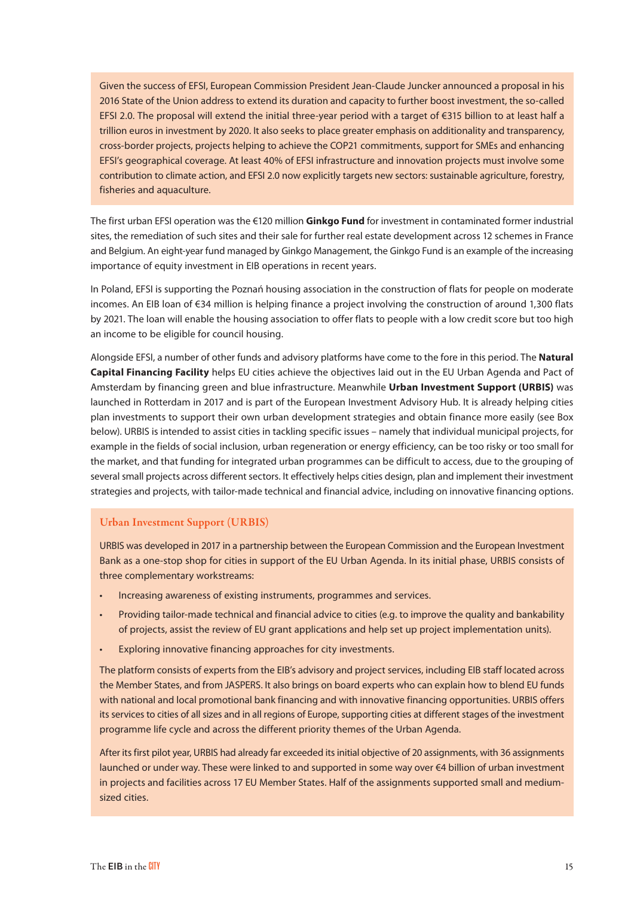Given the success of EFSI, European Commission President Jean-Claude Juncker announced a proposal in his 2016 State of the Union address to extend its duration and capacity to further boost investment, the so-called EFSI 2.0. The proposal will extend the initial three-year period with a target of €315 billion to at least half a trillion euros in investment by 2020. It also seeks to place greater emphasis on additionality and transparency, cross-border projects, projects helping to achieve the COP21 commitments, support for SMEs and enhancing EFSI's geographical coverage. At least 40% of EFSI infrastructure and innovation projects must involve some contribution to climate action, and EFSI 2.0 now explicitly targets new sectors: sustainable agriculture, forestry, fisheries and aquaculture.

The first urban EFSI operation was the €120 million **Ginkgo Fund** for investment in contaminated former industrial sites, the remediation of such sites and their sale for further real estate development across 12 schemes in France and Belgium. An eight-year fund managed by Ginkgo Management, the Ginkgo Fund is an example of the increasing importance of equity investment in EIB operations in recent years.

In Poland, EFSI is supporting the Poznań housing association in the construction of flats for people on moderate incomes. An EIB loan of €34 million is helping finance a project involving the construction of around 1,300 flats by 2021. The loan will enable the housing association to offer flats to people with a low credit score but too high an income to be eligible for council housing.

Alongside EFSI, a number of other funds and advisory platforms have come to the fore in this period. The **Natural Capital Financing Facility** helps EU cities achieve the objectives laid out in the EU Urban Agenda and Pact of Amsterdam by financing green and blue infrastructure. Meanwhile **Urban Investment Support (URBIS)** was launched in Rotterdam in 2017 and is part of the European Investment Advisory Hub. It is already helping cities plan investments to support their own urban development strategies and obtain finance more easily (see Box below). URBIS is intended to assist cities in tackling specific issues – namely that individual municipal projects, for example in the fields of social inclusion, urban regeneration or energy efficiency, can be too risky or too small for the market, and that funding for integrated urban programmes can be difficult to access, due to the grouping of several small projects across different sectors. It effectively helps cities design, plan and implement their investment strategies and projects, with tailor-made technical and financial advice, including on innovative financing options.

### Urban Investment Support (URBIS)

URBIS was developed in 2017 in a partnership between the European Commission and the European Investment Bank as a one-stop shop for cities in support of the EU Urban Agenda. In its initial phase, URBIS consists of three complementary workstreams:

- Increasing awareness of existing instruments, programmes and services.
- Providing tailor-made technical and financial advice to cities (e.g. to improve the quality and bankability of projects, assist the review of EU grant applications and help set up project implementation units).
- Exploring innovative financing approaches for city investments.

The platform consists of experts from the EIB's advisory and project services, including EIB staff located across the Member States, and from JASPERS. It also brings on board experts who can explain how to blend EU funds with national and local promotional bank financing and with innovative financing opportunities. URBIS offers its services to cities of all sizes and in all regions of Europe, supporting cities at different stages of the investment programme life cycle and across the different priority themes of the Urban Agenda.

After its first pilot year, URBIS had already far exceeded its initial objective of 20 assignments, with 36 assignments launched or under way. These were linked to and supported in some way over €4 billion of urban investment in projects and facilities across 17 EU Member States. Half of the assignments supported small and medium-sized cities.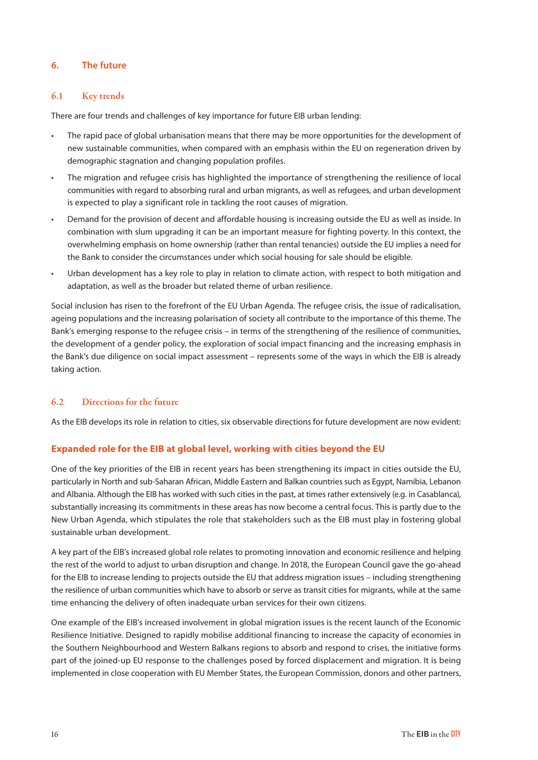# 6. The future

## 6.1 Key trends

There are four trends and challenges of key importance for future EIB urban lending:

- The rapid pace of global urbanisation means that there may be more opportunities for the development of new sustainable communities, when compared with an emphasis within the EU on regeneration driven by demographic stagnation and changing population profiles.
- The migration and refugee crisis has highlighted the importance of strengthening the resilience of local communities with regard to absorbing rural and urban migrants, as well as refugees, and urban development is expected to play a significant role in tackling the root causes of migration.
- Demand for the provision of decent and affordable housing is increasing outside the EU as well as inside. In combination with slum upgrading it can be an important measure for fighting poverty. In this context, the overwhelming emphasis on home ownership (rather than rental tenancies) outside the EU implies a need for the Bank to consider the circumstances under which social housing for sale should be eligible.
- Urban development has a key role to play in relation to climate action, with respect to both mitigation and adaptation, as well as the broader but related theme of urban resilience.

Social inclusion has risen to the forefront of the EU Urban Agenda. The refugee crisis, the issue of radicalisation, ageing populations and the increasing polarisation of society all contribute to the importance of this theme. The Bank's emerging response to the refugee crisis – in terms of the strengthening of the resilience of communities, the development of a gender policy, the exploration of social impact financing and the increasing emphasis in the Bank's due diligence on social impact assessment – represents some of the ways in which the EIB is already taking action.

## 6.2 Directions for the future

As the EIB develops its role in relation to cities, six observable directions for future development are now evident:

### Expanded role for the EIB at global level, working with cities beyond the EU

One of the key priorities of the EIB in recent years has been strengthening its impact in cities outside the EU, particularly in North and sub-Saharan African, Middle Eastern and Balkan countries such as Egypt, Namibia, Lebanon and Albania. Although the EIB has worked with such cities in the past, at times rather extensively (e.g. in Casablanca), substantially increasing its commitments in these areas has now become a central focus. This is partly due to the New Urban Agenda, which stipulates the role that stakeholders such as the EIB must play in fostering global sustainable urban development.

A key part of the EIB's increased global role relates to promoting innovation and economic resilience and helping the rest of the world to adjust to urban disruption and change. In 2018, the European Council gave the go-ahead for the EIB to increase lending to projects outside the EU that address migration issues – including strengthening the resilience of urban communities which have to absorb or serve as transit cities for migrants, while at the same time enhancing the delivery of often inadequate urban services for their own citizens.

One example of the EIB's increased involvement in global migration issues is the recent launch of the Economic Resilience Initiative. Designed to rapidly mobilise additional financing to increase the capacity of economies in the Southern Neighbourhood and Western Balkans regions to absorb and respond to crises, the initiative forms part of the joined-up EU response to the challenges posed by forced displacement and migration. It is being implemented in close cooperation with EU Member States, the European Commission, donors and other partners,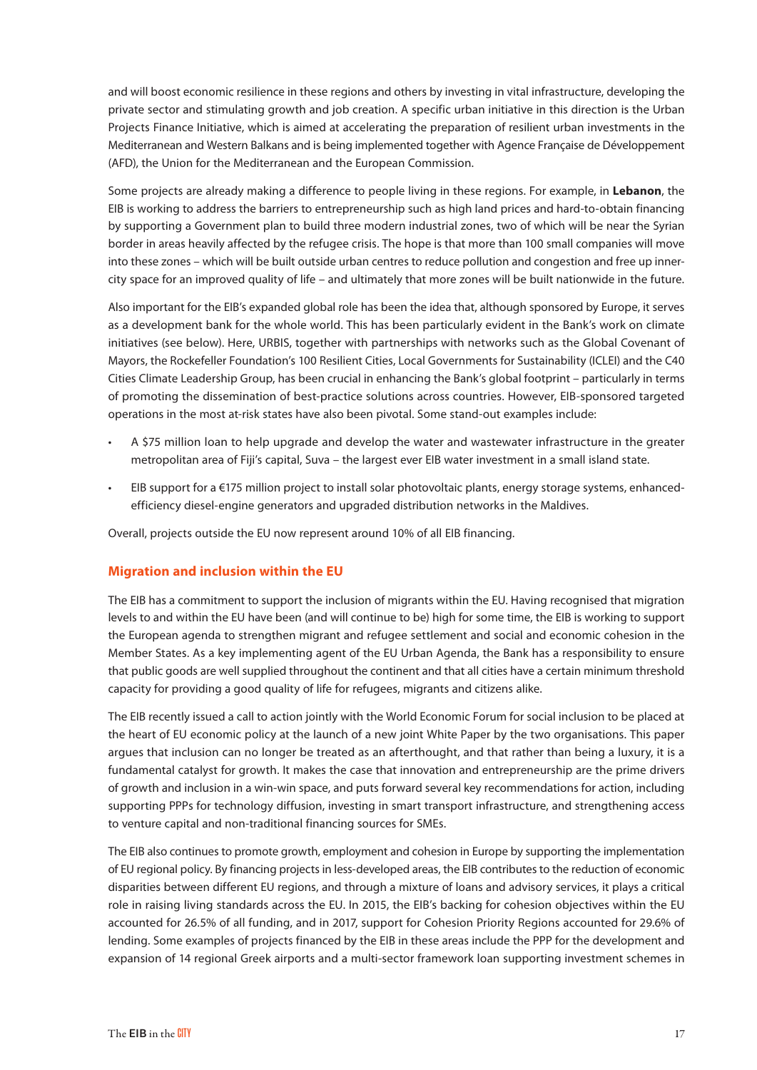and will boost economic resilience in these regions and others by investing in vital infrastructure, developing the private sector and stimulating growth and job creation. A specific urban initiative in this direction is the Urban Projects Finance Initiative, which is aimed at accelerating the preparation of resilient urban investments in the Mediterranean and Western Balkans and is being implemented together with Agence Française de Développement (AFD), the Union for the Mediterranean and the European Commission.

Some projects are already making a difference to people living in these regions. For example, in **Lebanon**, the EIB is working to address the barriers to entrepreneurship such as high land prices and hard-to-obtain financing by supporting a Government plan to build three modern industrial zones, two of which will be near the Syrian border in areas heavily affected by the refugee crisis. The hope is that more than 100 small companies will move into these zones – which will be built outside urban centres to reduce pollution and congestion and free up inner-city space for an improved quality of life – and ultimately that more zones will be built nationwide in the future.

Also important for the EIB's expanded global role has been the idea that, although sponsored by Europe, it serves as a development bank for the whole world. This has been particularly evident in the Bank's work on climate initiatives (see below). Here, URBIS, together with partnerships with networks such as the Global Covenant of Mayors, the Rockefeller Foundation's 100 Resilient Cities, Local Governments for Sustainability (ICLEI) and the C40 Cities Climate Leadership Group, has been crucial in enhancing the Bank's global footprint – particularly in terms of promoting the dissemination of best-practice solutions across countries. However, EIB-sponsored targeted operations in the most at-risk states have also been pivotal. Some stand-out examples include:

- A $75 million loan to help upgrade and develop the water and wastewater infrastructure in the greater metropolitan area of Fiji's capital, Suva – the largest ever EIB water investment in a small island state.
- EIB support for a €175 million project to install solar photovoltaic plants, energy storage systems, enhanced-efficiency diesel-engine generators and upgraded distribution networks in the Maldives.

Overall, projects outside the EU now represent around 10% of all EIB financing.

### Migration and inclusion within the EU

The EIB has a commitment to support the inclusion of migrants within the EU. Having recognised that migration levels to and within the EU have been (and will continue to be) high for some time, the EIB is working to support the European agenda to strengthen migrant and refugee settlement and social and economic cohesion in the Member States. As a key implementing agent of the EU Urban Agenda, the Bank has a responsibility to ensure that public goods are well supplied throughout the continent and that all cities have a certain minimum threshold capacity for providing a good quality of life for refugees, migrants and citizens alike.

The EIB recently issued a call to action jointly with the World Economic Forum for social inclusion to be placed at the heart of EU economic policy at the launch of a new joint White Paper by the two organisations. This paper argues that inclusion can no longer be treated as an afterthought, and that rather than being a luxury, it is a fundamental catalyst for growth. It makes the case that innovation and entrepreneurship are the prime drivers of growth and inclusion in a win-win space, and puts forward several key recommendations for action, including supporting PPPs for technology diffusion, investing in smart transport infrastructure, and strengthening access to venture capital and non-traditional financing sources for SMEs.

The EIB also continues to promote growth, employment and cohesion in Europe by supporting the implementation of EU regional policy. By financing projects in less-developed areas, the EIB contributes to the reduction of economic disparities between different EU regions, and through a mixture of loans and advisory services, it plays a critical role in raising living standards across the EU. In 2015, the EIB's backing for cohesion objectives within the EU accounted for 26.5% of all funding, and in 2017, support for Cohesion Priority Regions accounted for 29.6% of lending. Some examples of projects financed by the EIB in these areas include the PPP for the development and expansion of 14 regional Greek airports and a multi-sector framework loan supporting investment schemes in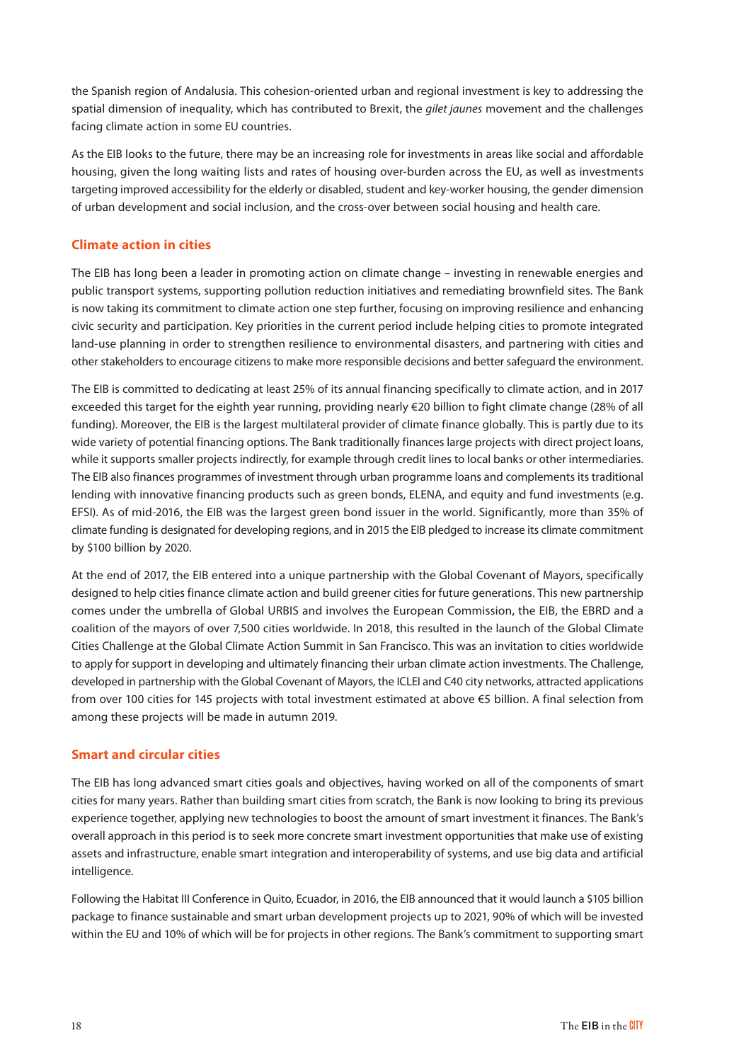the Spanish region of Andalusia. This cohesion-oriented urban and regional investment is key to addressing the spatial dimension of inequality, which has contributed to Brexit, the *gilet jaunes* movement and the challenges facing climate action in some EU countries.

As the EIB looks to the future, there may be an increasing role for investments in areas like social and affordable housing, given the long waiting lists and rates of housing over-burden across the EU, as well as investments targeting improved accessibility for the elderly or disabled, student and key-worker housing, the gender dimension of urban development and social inclusion, and the cross-over between social housing and health care.

## Climate action in cities

The EIB has long been a leader in promoting action on climate change – investing in renewable energies and public transport systems, supporting pollution reduction initiatives and remediating brownfield sites. The Bank is now taking its commitment to climate action one step further, focusing on improving resilience and enhancing civic security and participation. Key priorities in the current period include helping cities to promote integrated land-use planning in order to strengthen resilience to environmental disasters, and partnering with cities and other stakeholders to encourage citizens to make more responsible decisions and better safeguard the environment.

The EIB is committed to dedicating at least 25% of its annual financing specifically to climate action, and in 2017 exceeded this target for the eighth year running, providing nearly €20 billion to fight climate change (28% of all funding). Moreover, the EIB is the largest multilateral provider of climate finance globally. This is partly due to its wide variety of potential financing options. The Bank traditionally finances large projects with direct project loans, while it supports smaller projects indirectly, for example through credit lines to local banks or other intermediaries. The EIB also finances programmes of investment through urban programme loans and complements its traditional lending with innovative financing products such as green bonds, ELENA, and equity and fund investments (e.g. EFSI). As of mid-2016, the EIB was the largest green bond issuer in the world. Significantly, more than 35% of climate funding is designated for developing regions, and in 2015 the EIB pledged to increase its climate commitment by $100 billion by 2020.

At the end of 2017, the EIB entered into a unique partnership with the Global Covenant of Mayors, specifically designed to help cities finance climate action and build greener cities for future generations. This new partnership comes under the umbrella of Global URBIS and involves the European Commission, the EIB, the EBRD and a coalition of the mayors of over 7,500 cities worldwide. In 2018, this resulted in the launch of the Global Climate Cities Challenge at the Global Climate Action Summit in San Francisco. This was an invitation to cities worldwide to apply for support in developing and ultimately financing their urban climate action investments. The Challenge, developed in partnership with the Global Covenant of Mayors, the ICLEI and C40 city networks, attracted applications from over 100 cities for 145 projects with total investment estimated at above €5 billion. A final selection from among these projects will be made in autumn 2019.

## Smart and circular cities

The EIB has long advanced smart cities goals and objectives, having worked on all of the components of smart cities for many years. Rather than building smart cities from scratch, the Bank is now looking to bring its previous experience together, applying new technologies to boost the amount of smart investment it finances. The Bank's overall approach in this period is to seek more concrete smart investment opportunities that make use of existing assets and infrastructure, enable smart integration and interoperability of systems, and use big data and artificial intelligence.

Following the Habitat III Conference in Quito, Ecuador, in 2016, the EIB announced that it would launch a $105 billion package to finance sustainable and smart urban development projects up to 2021, 90% of which will be invested within the EU and 10% of which will be for projects in other regions. The Bank's commitment to supporting smart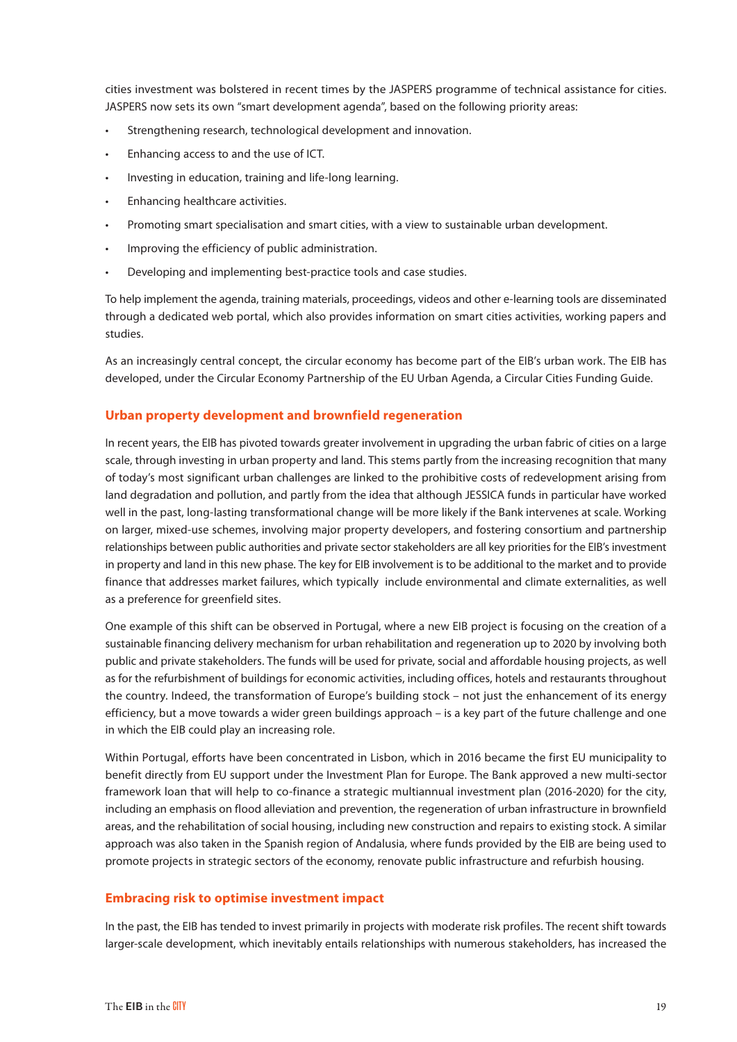cities investment was bolstered in recent times by the JASPERS programme of technical assistance for cities. JASPERS now sets its own "smart development agenda", based on the following priority areas:

- Strengthening research, technological development and innovation.
- Enhancing access to and the use of ICT.
- Investing in education, training and life-long learning.
- Enhancing healthcare activities.
- Promoting smart specialisation and smart cities, with a view to sustainable urban development.
- Improving the efficiency of public administration.
- Developing and implementing best-practice tools and case studies.

To help implement the agenda, training materials, proceedings, videos and other e-learning tools are disseminated through a dedicated web portal, which also provides information on smart cities activities, working papers and studies.

As an increasingly central concept, the circular economy has become part of the EIB's urban work. The EIB has developed, under the Circular Economy Partnership of the EU Urban Agenda, a Circular Cities Funding Guide.

## Urban property development and brownfield regeneration

In recent years, the EIB has pivoted towards greater involvement in upgrading the urban fabric of cities on a large scale, through investing in urban property and land. This stems partly from the increasing recognition that many of today's most significant urban challenges are linked to the prohibitive costs of redevelopment arising from land degradation and pollution, and partly from the idea that although JESSICA funds in particular have worked well in the past, long-lasting transformational change will be more likely if the Bank intervenes at scale. Working on larger, mixed-use schemes, involving major property developers, and fostering consortium and partnership relationships between public authorities and private sector stakeholders are all key priorities for the EIB's investment in property and land in this new phase. The key for EIB involvement is to be additional to the market and to provide finance that addresses market failures, which typically include environmental and climate externalities, as well as a preference for greenfield sites.

One example of this shift can be observed in Portugal, where a new EIB project is focusing on the creation of a sustainable financing delivery mechanism for urban rehabilitation and regeneration up to 2020 by involving both public and private stakeholders. The funds will be used for private, social and affordable housing projects, as well as for the refurbishment of buildings for economic activities, including offices, hotels and restaurants throughout the country. Indeed, the transformation of Europe's building stock – not just the enhancement of its energy efficiency, but a move towards a wider green buildings approach – is a key part of the future challenge and one in which the EIB could play an increasing role.

Within Portugal, efforts have been concentrated in Lisbon, which in 2016 became the first EU municipality to benefit directly from EU support under the Investment Plan for Europe. The Bank approved a new multi-sector framework loan that will help to co-finance a strategic multiannual investment plan (2016-2020) for the city, including an emphasis on flood alleviation and prevention, the regeneration of urban infrastructure in brownfield areas, and the rehabilitation of social housing, including new construction and repairs to existing stock. A similar approach was also taken in the Spanish region of Andalusia, where funds provided by the EIB are being used to promote projects in strategic sectors of the economy, renovate public infrastructure and refurbish housing.

## Embracing risk to optimise investment impact

In the past, the EIB has tended to invest primarily in projects with moderate risk profiles. The recent shift towards larger-scale development, which inevitably entails relationships with numerous stakeholders, has increased the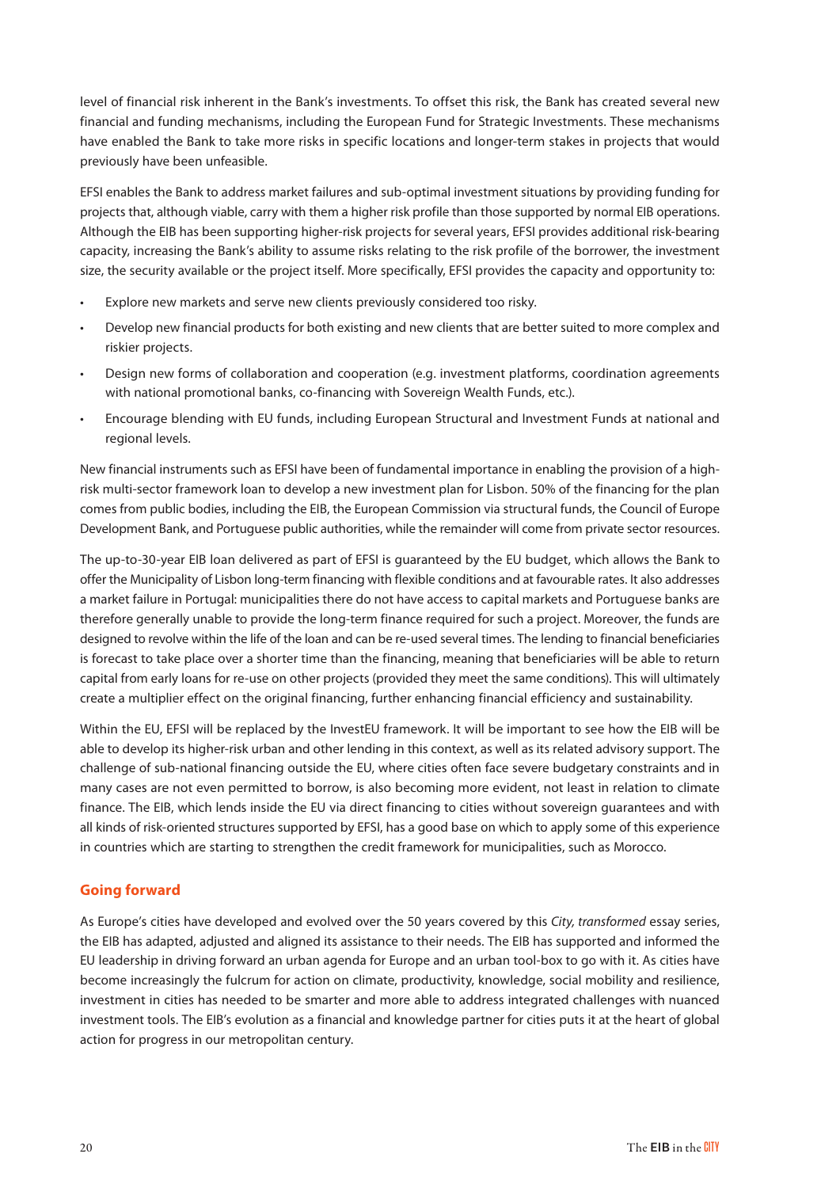level of financial risk inherent in the Bank's investments. To offset this risk, the Bank has created several new financial and funding mechanisms, including the European Fund for Strategic Investments. These mechanisms have enabled the Bank to take more risks in specific locations and longer-term stakes in projects that would previously have been unfeasible.

EFSI enables the Bank to address market failures and sub-optimal investment situations by providing funding for projects that, although viable, carry with them a higher risk profile than those supported by normal EIB operations. Although the EIB has been supporting higher-risk projects for several years, EFSI provides additional risk-bearing capacity, increasing the Bank's ability to assume risks relating to the risk profile of the borrower, the investment size, the security available or the project itself. More specifically, EFSI provides the capacity and opportunity to:

- Explore new markets and serve new clients previously considered too risky.
- Develop new financial products for both existing and new clients that are better suited to more complex and riskier projects.
- Design new forms of collaboration and cooperation (e.g. investment platforms, coordination agreements with national promotional banks, co-financing with Sovereign Wealth Funds, etc.).
- Encourage blending with EU funds, including European Structural and Investment Funds at national and regional levels.

New financial instruments such as EFSI have been of fundamental importance in enabling the provision of a high-risk multi-sector framework loan to develop a new investment plan for Lisbon. 50% of the financing for the plan comes from public bodies, including the EIB, the European Commission via structural funds, the Council of Europe Development Bank, and Portuguese public authorities, while the remainder will come from private sector resources.

The up-to-30-year EIB loan delivered as part of EFSI is guaranteed by the EU budget, which allows the Bank to offer the Municipality of Lisbon long-term financing with flexible conditions and at favourable rates. It also addresses a market failure in Portugal: municipalities there do not have access to capital markets and Portuguese banks are therefore generally unable to provide the long-term finance required for such a project. Moreover, the funds are designed to revolve within the life of the loan and can be re-used several times. The lending to financial beneficiaries is forecast to take place over a shorter time than the financing, meaning that beneficiaries will be able to return capital from early loans for re-use on other projects (provided they meet the same conditions). This will ultimately create a multiplier effect on the original financing, further enhancing financial efficiency and sustainability.

Within the EU, EFSI will be replaced by the InvestEU framework. It will be important to see how the EIB will be able to develop its higher-risk urban and other lending in this context, as well as its related advisory support. The challenge of sub-national financing outside the EU, where cities often face severe budgetary constraints and in many cases are not even permitted to borrow, is also becoming more evident, not least in relation to climate finance. The EIB, which lends inside the EU via direct financing to cities without sovereign guarantees and with all kinds of risk-oriented structures supported by EFSI, has a good base on which to apply some of this experience in countries which are starting to strengthen the credit framework for municipalities, such as Morocco.

## Going forward

As Europe's cities have developed and evolved over the 50 years covered by this *City, transformed* essay series, the EIB has adapted, adjusted and aligned its assistance to their needs. The EIB has supported and informed the EU leadership in driving forward an urban agenda for Europe and an urban tool-box to go with it. As cities have become increasingly the fulcrum for action on climate, productivity, knowledge, social mobility and resilience, investment in cities has needed to be smarter and more able to address integrated challenges with nuanced investment tools. The EIB's evolution as a financial and knowledge partner for cities puts it at the heart of global action for progress in our metropolitan century.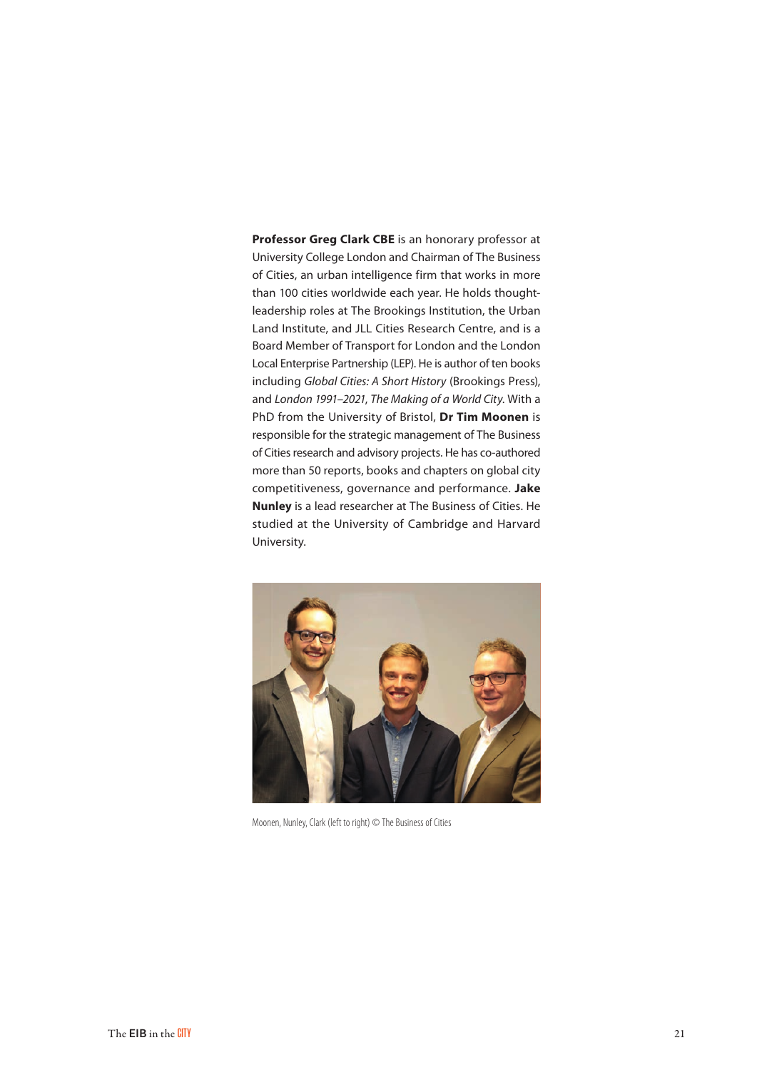**Professor Greg Clark CBE** is an honorary professor at University College London and Chairman of The Business of Cities, an urban intelligence firm that works in more than 100 cities worldwide each year. He holds thought-leadership roles at The Brookings Institution, the Urban Land Institute, and JLL Cities Research Centre, and is a Board Member of Transport for London and the London Local Enterprise Partnership (LEP). He is author of ten books including *Global Cities: A Short History* (Brookings Press), and *London 1991–2021*, *The Making of a World City*. With a PhD from the University of Bristol, **Dr Tim Moonen** is responsible for the strategic management of The Business of Cities research and advisory projects. He has co-authored more than 50 reports, books and chapters on global city competitiveness, governance and performance. **Jake Nunley** is a lead researcher at The Business of Cities. He studied at the University of Cambridge and Harvard University.

Moonen, Nunley, Clark (left to right) © The Business of Cities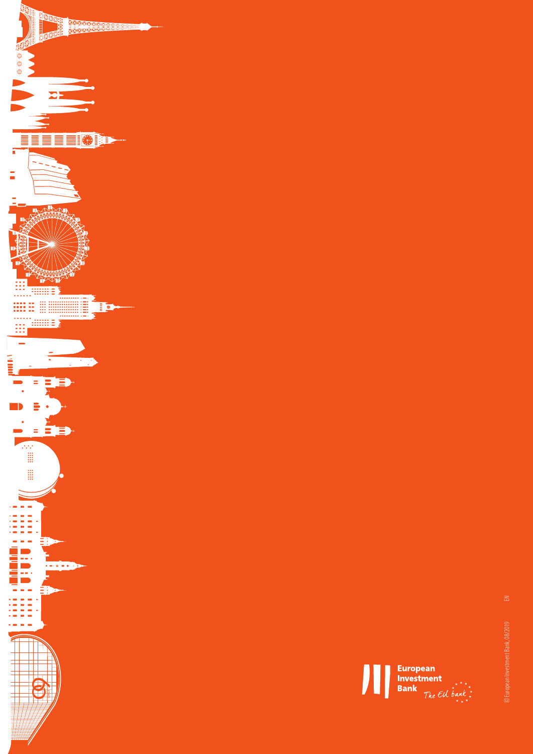European
Investment
Bank

*The EU bank*

© European Investment Bank, 08/2019

EN